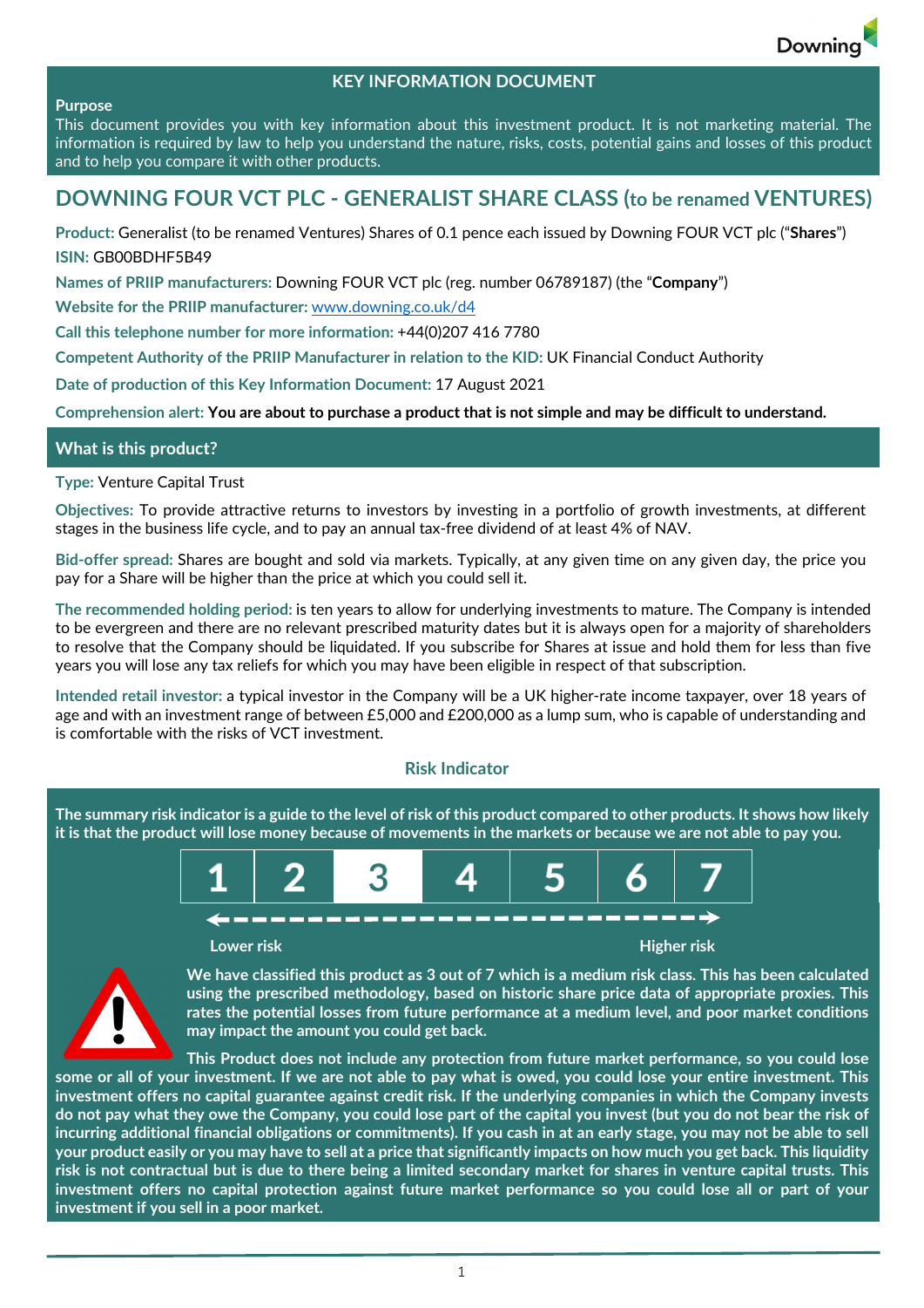# KEY INFORMATION DOCUMENT

**Purpose**

This document provides you with key information about this investment product. It is not marketing material. The information is required by law to help you understand the nature, risks, costs, potential gains and losses of this product and to help you compare it with other products.

## DOWNING FOUR VCT PLC - GENERALIST SHARE CLASS (to be renamed VENTURES)

**Product:** Generalist (to be renamed Ventures) Shares of 0.1 pence each issued by Downing FOUR VCT plc ("**Shares**")

**ISIN:** GB00BDHF5B49

**Names of PRIIP manufacturers:** Downing FOUR VCT plc (reg. number 06789187) (the "**Company**")

**Website for the PRIIP manufacturer:** www.downing.co.uk/d4

**Call this telephone number for more information:** +44(0)207 416 7780

**Competent Authority of the PRIIP Manufacturer in relation to the KID:** UK Financial Conduct Authority

**Date of production of this Key Information Document:** 17 August 2021

**Comprehension alert: You are about to purchase a product that is not simple and may be difficult to understand.**

## What is this product?

**Type:** Venture Capital Trust

**Objectives:** To provide attractive returns to investors by investing in a portfolio of growth investments, at different stages in the business life cycle, and to pay an annual tax-free dividend of at least 4% of NAV.

**Bid-offer spread:** Shares are bought and sold via markets. Typically, at any given time on any given day, the price you pay for a Share will be higher than the price at which you could sell it.

**The recommended holding period:** is ten years to allow for underlying investments to mature. The Company is intended to be evergreen and there are no relevant prescribed maturity dates but it is always open for a majority of shareholders to resolve that the Company should be liquidated. If you subscribe for Shares at issue and hold them for less than five years you will lose any tax reliefs for which you may have been eligible in respect of that subscription.

**Intended retail investor:** a typical investor in the Company will be a UK higher-rate income taxpayer, over 18 years of age and with an investment range of between £5,000 and £200,000 as a lump sum, who is capable of understanding and is comfortable with the risks of VCT investment.

### Risk Indicator

**The summary risk indicator is a guide to the level of risk of this product compared to other products. It shows how likely it is that the product will lose money because of movements in the markets or because we are not able to pay you.**

| 1 | 2 | **3** | 4 | 5 | 6 | 7 |
|---|---|---|---|---|---|---|

Lower risk ← → Higher risk

**We have classified this product as 3 out of 7 which is a medium risk class. This has been calculated using the prescribed methodology, based on historic share price data of appropriate proxies. This rates the potential losses from future performance at a medium level, and poor market conditions may impact the amount you could get back.**

**This Product does not include any protection from future market performance, so you could lose some or all of your investment. If we are not able to pay you what is owed, you could lose your entire investment. This investment offers no capital guarantee against credit risk. If the underlying companies in which the Company invests do not pay what they owe the Company, you could lose part of the capital you invest (but you do not bear the risk of incurring additional financial obligations or commitments). If you cash in at an early stage, you may not be able to sell your product easily or you may have to sell at a price that significantly impacts on how much you get back. This liquidity risk is not contractual but is due to there being a limited secondary market for shares in venture capital trusts. This investment offers no capital protection against future market performance so you could lose all or part of your investment if you sell in a poor market.**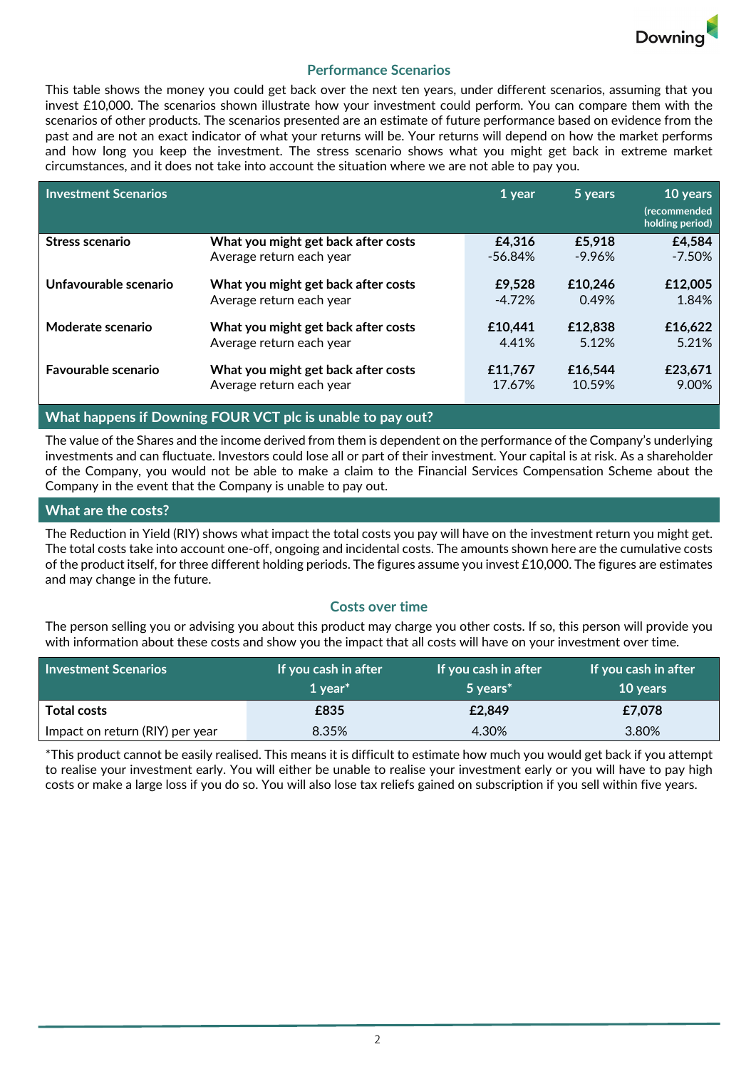## Performance Scenarios

This table shows the money you could get back over the next ten years, under different scenarios, assuming that you invest £10,000. The scenarios shown illustrate how your investment could perform. You can compare them with the scenarios of other products. The scenarios presented are an estimate of future performance based on evidence from the past and are not an exact indicator of what your returns will be. Your returns will depend on how the market performs and how long you keep the investment. The stress scenario shows what you might get back in extreme market circumstances, and it does not take into account the situation where we are not able to pay you.

| Investment Scenarios | | 1 year | 5 years | 10 years (recommended holding period) |
|---|---|---|---|---|
| **Stress scenario** | **What you might get back after costs** | **£4,316** | **£5,918** | **£4,584** |
| | Average return each year | -56.84% | -9.96% | -7.50% |
| **Unfavourable scenario** | **What you might get back after costs** | **£9,528** | **£10,246** | **£12,005** |
| | Average return each year | -4.72% | 0.49% | 1.84% |
| **Moderate scenario** | **What you might get back after costs** | **£10,441** | **£12,838** | **£16,622** |
| | Average return each year | 4.41% | 5.12% | 5.21% |
| **Favourable scenario** | **What you might get back after costs** | **£11,767** | **£16,544** | **£23,671** |
| | Average return each year | 17.67% | 10.59% | 9.00% |

## What happens if Downing FOUR VCT plc is unable to pay out?

The value of the Shares and the income derived from them is dependent on the performance of the Company's underlying investments and can fluctuate. Investors could lose all or part of their investment. Your capital is at risk. As a shareholder of the Company, you would not be able to make a claim to the Financial Services Compensation Scheme about the Company in the event that the Company is unable to pay out.

## What are the costs?

The Reduction in Yield (RIY) shows what impact the total costs you pay will have on the investment return you might get. The total costs take into account one-off, ongoing and incidental costs. The amounts shown here are the cumulative costs of the product itself, for three different holding periods. The figures assume you invest £10,000. The figures are estimates and may change in the future.

### Costs over time

The person selling you or advising you about this product may charge you other costs. If so, this person will provide you with information about these costs and show you the impact that all costs will have on your investment over time.

| Investment Scenarios | If you cash in after 1 year* | If you cash in after 5 years* | If you cash in after 10 years |
|---|---|---|---|
| **Total costs** | **£835** | **£2,849** | **£7,078** |
| Impact on return (RIY) per year | 8.35% | 4.30% | 3.80% |

*This product cannot be easily realised. This means it is difficult to estimate how much you would get back if you attempt to realise your investment early. You will either be unable to realise your investment early or you will have to pay high costs or make a large loss if you do so. You will also lose tax reliefs gained on subscription if you sell within five years.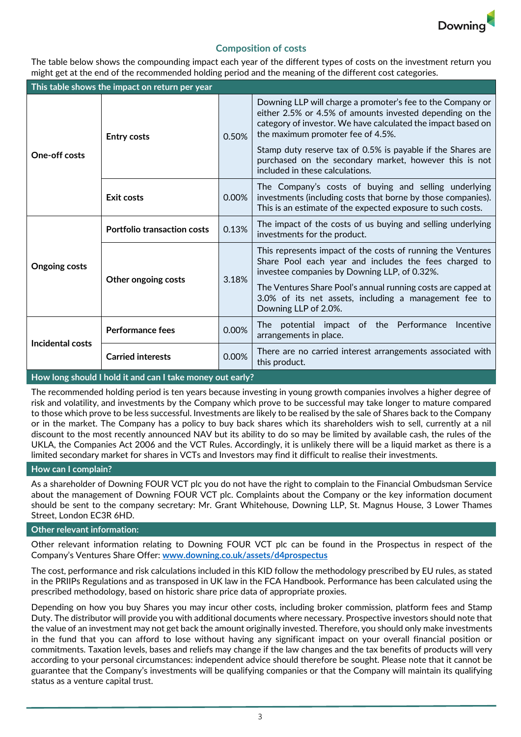## Composition of costs

The table below shows the compounding impact each year of the different types of costs on the investment return you might get at the end of the recommended holding period and the meaning of the different cost categories.

| This table shows the impact on return per year | | | |
|---|---|---|---|
| One-off costs | Entry costs | 0.50% | Downing LLP will charge a promoter's fee to the Company or either 2.5% or 4.5% of amounts invested depending on the category of investor. We have calculated the impact based on the maximum promoter fee of 4.5%.<br><br>Stamp duty reserve tax of 0.5% is payable if the Shares are purchased on the secondary market, however this is not included in these calculations. |
| | Exit costs | 0.00% | The Company's costs of buying and selling underlying investments (including costs that borne by those companies). This is an estimate of the expected exposure to such costs. |
| Ongoing costs | Portfolio transaction costs | 0.13% | The impact of the costs of us buying and selling underlying investments for the product. |
| | Other ongoing costs | 3.18% | This represents impact of the costs of running the Ventures Share Pool each year and includes the fees charged to investee companies by Downing LLP, of 0.32%.<br><br>The Ventures Share Pool's annual running costs are capped at 3.0% of its net assets, including a management fee to Downing LLP of 2.0%. |
| Incidental costs | Performance fees | 0.00% | The potential impact of the Performance Incentive arrangements in place. |
| | Carried interests | 0.00% | There are no carried interest arrangements associated with this product. |

### How long should I hold it and can I take money out early?

The recommended holding period is ten years because investing in young growth companies involves a higher degree of risk and volatility, and investments by the Company which prove to be successful may take longer to mature compared to those which prove to be less successful. Investments are likely to be realised by the sale of Shares back to the Company or in the market. The Company has a policy to buy back shares which its shareholders wish to sell, currently at a nil discount to the most recently announced NAV but its ability to do so may be limited by available cash, the rules of the UKLA, the Companies Act 2006 and the VCT Rules. Accordingly, it is unlikely there will be a liquid market as there is a limited secondary market for shares in VCTs and Investors may find it difficult to realise their investments.

### How can I complain?

As a shareholder of Downing FOUR VCT plc you do not have the right to complain to the Financial Ombudsman Service about the management of Downing FOUR VCT plc. Complaints about the Company or the key information document should be sent to the company secretary: Mr. Grant Whitehouse, Downing LLP, St. Magnus House, 3 Lower Thames Street, London EC3R 6HD.

### Other relevant information:

Other relevant information relating to Downing FOUR VCT plc can be found in the Prospectus in respect of the Company's Ventures Share Offer: [www.downing.co.uk/assets/d4prospectus](www.downing.co.uk/assets/d4prospectus)

The cost, performance and risk calculations included in this KID follow the methodology prescribed by EU rules, as stated in the PRIIPs Regulations and as transposed in UK law in the FCA Handbook. Performance has been calculated using the prescribed methodology, based on historic share price data of appropriate proxies.

Depending on how you buy Shares you may incur other costs, including broker commission, platform fees and Stamp Duty. The distributor will provide you with additional documents where necessary. Prospective investors should note that the value of an investment may not get back the amount originally invested. Therefore, you should only make investments in the fund that you can afford to lose without having any significant impact on your overall financial position or commitments. Taxation levels, bases and reliefs may change if the law changes and the tax benefits of products will very according to your personal circumstances: independent advice should therefore be sought. Please note that it cannot be guarantee that the Company's investments will be qualifying companies or that the Company will maintain its qualifying status as a venture capital trust.